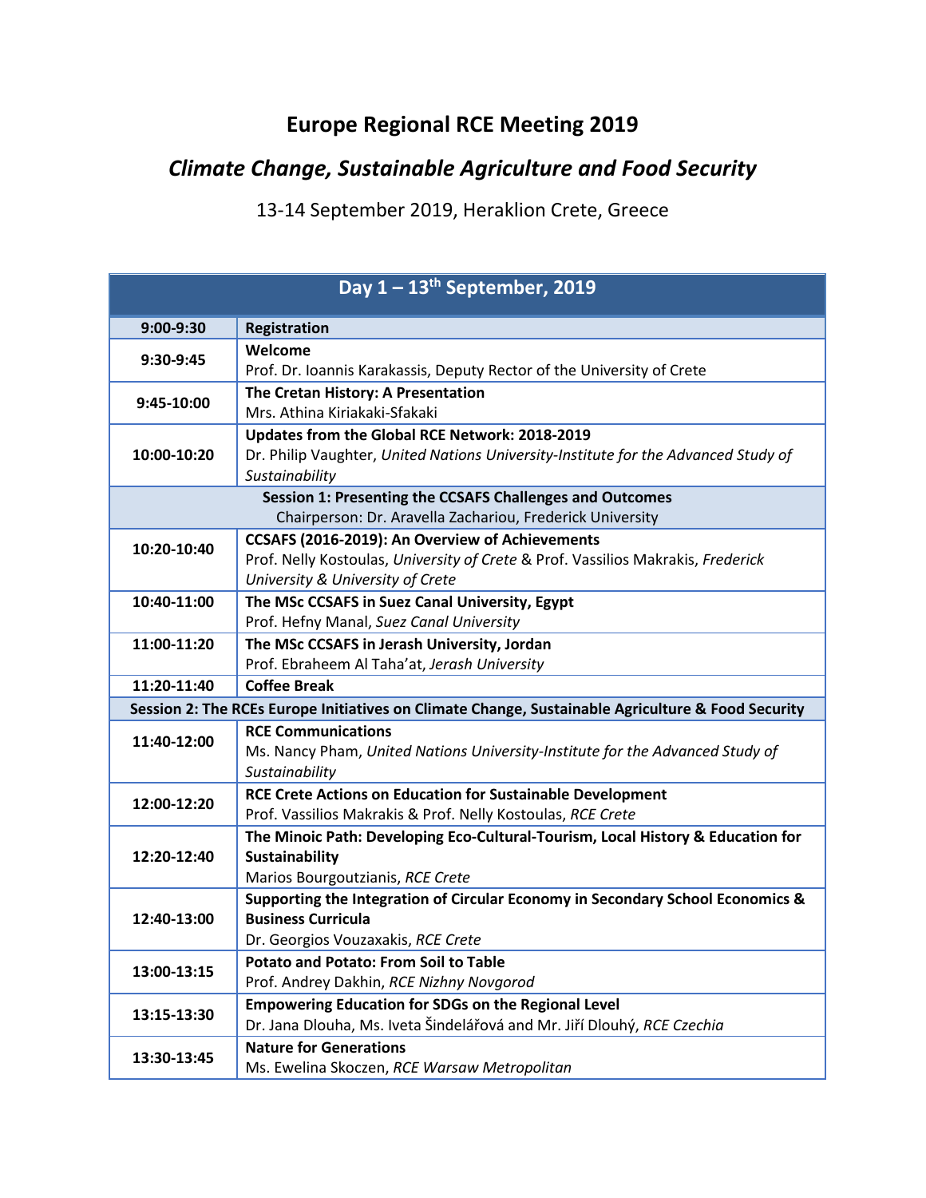# Europe Regional RCE Meeting 2019

## *Climate Change, Sustainable Agriculture and Food Security*

13-14 September 2019, Heraklion Crete, Greece

| Day 1 – 13th September, 2019 | |
|---|---|
| **9:00-9:30** | **Registration** |
| **9:30-9:45** | **Welcome**<br>Prof. Dr. Ioannis Karakassis, Deputy Rector of the University of Crete |
| **9:45-10:00** | **The Cretan History: A Presentation**<br>Mrs. Athina Kiriakaki-Sfakaki |
| **10:00-10:20** | **Updates from the Global RCE Network: 2018-2019**<br>Dr. Philip Vaughter, *United Nations University-Institute for the Advanced Study of Sustainability* |
| **Session 1: Presenting the CCSAFS Challenges and Outcomes**<br>Chairperson: Dr. Aravella Zachariou, Frederick University | |
| **10:20-10:40** | **CCSAFS (2016-2019): An Overview of Achievements**<br>Prof. Nelly Kostoulas, *University of Crete* & Prof. Vassilios Makrakis, *Frederick University & University of Crete* |
| **10:40-11:00** | **The MSc CCSAFS in Suez Canal University, Egypt**<br>Prof. Hefny Manal, *Suez Canal University* |
| **11:00-11:20** | **The MSc CCSAFS in Jerash University, Jordan**<br>Prof. Ebraheem Al Taha'at, *Jerash University* |
| **11:20-11:40** | **Coffee Break** |
| **Session 2: The RCEs Europe Initiatives on Climate Change, Sustainable Agriculture & Food Security** | |
| **11:40-12:00** | **RCE Communications**<br>Ms. Nancy Pham, *United Nations University-Institute for the Advanced Study of Sustainability* |
| **12:00-12:20** | **RCE Crete Actions on Education for Sustainable Development**<br>Prof. Vassilios Makrakis & Prof. Nelly Kostoulas, *RCE Crete* |
| **12:20-12:40** | **The Minoic Path: Developing Eco-Cultural-Tourism, Local History & Education for Sustainability**<br>Marios Bourgoutzianis, *RCE Crete* |
| **12:40-13:00** | **Supporting the Integration of Circular Economy in Secondary School Economics & Business Curricula**<br>Dr. Georgios Vouzaxakis, *RCE Crete* |
| **13:00-13:15** | **Potato and Potato: From Soil to Table**<br>Prof. Andrey Dakhin, *RCE Nizhny Novgorod* |
| **13:15-13:30** | **Empowering Education for SDGs on the Regional Level**<br>Dr. Jana Dlouha, Ms. Iveta Šindelářová and Mr. Jiří Dlouhý, *RCE Czechia* |
| **13:30-13:45** | **Nature for Generations**<br>Ms. Ewelina Skoczen, *RCE Warsaw Metropolitan* |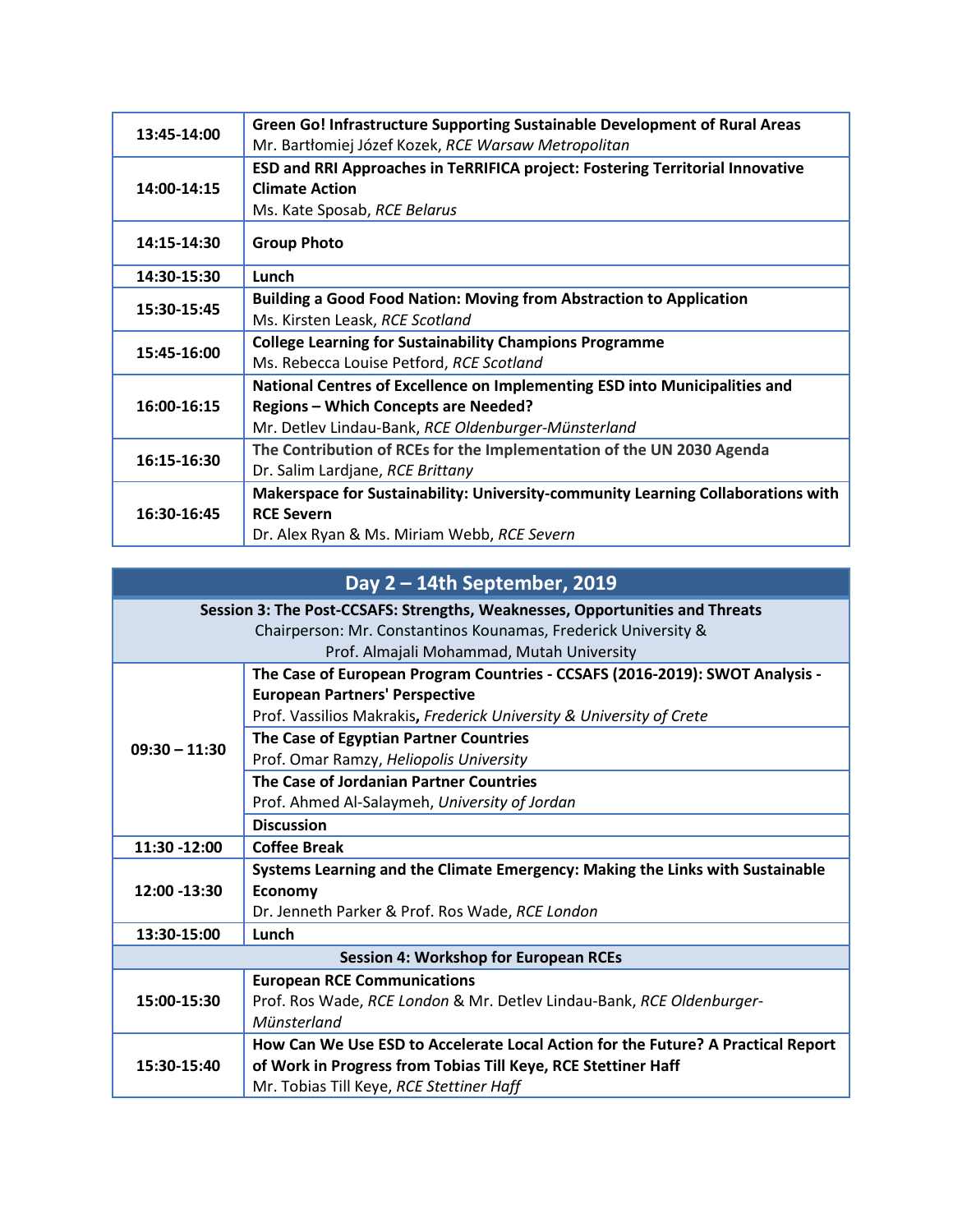| | |
|---|---|
| 13:45-14:00 | **Green Go! Infrastructure Supporting Sustainable Development of Rural Areas**<br>Mr. Bartłomiej Józef Kozek, *RCE Warsaw Metropolitan* |
| 14:00-14:15 | **ESD and RRI Approaches in TeRRIFICA project: Fostering Territorial Innovative Climate Action**<br>Ms. Kate Sposab, *RCE Belarus* |
| 14:15-14:30 | **Group Photo** |
| 14:30-15:30 | **Lunch** |
| 15:30-15:45 | **Building a Good Food Nation: Moving from Abstraction to Application**<br>Ms. Kirsten Leask, *RCE Scotland* |
| 15:45-16:00 | **College Learning for Sustainability Champions Programme**<br>Ms. Rebecca Louise Petford, *RCE Scotland* |
| 16:00-16:15 | **National Centres of Excellence on Implementing ESD into Municipalities and Regions – Which Concepts are Needed?**<br>Mr. Detlev Lindau-Bank, *RCE Oldenburger-Münsterland* |
| 16:15-16:30 | **The Contribution of RCEs for the Implementation of the UN 2030 Agenda**<br>Dr. Salim Lardjane, *RCE Brittany* |
| 16:30-16:45 | **Makerspace for Sustainability: University-community Learning Collaborations with RCE Severn**<br>Dr. Alex Ryan & Ms. Miriam Webb, *RCE Severn* |

| Day 2 – 14th September, 2019 | |
|---|---|
| **Session 3: The Post-CCSAFS: Strengths, Weaknesses, Opportunities and Threats**<br>Chairperson: Mr. Constantinos Kounamas, Frederick University & Prof. Almajali Mohammad, Mutah University | |
| 09:30 – 11:30 | **The Case of European Program Countries - CCSAFS (2016-2019): SWOT Analysis - European Partners' Perspective**<br>Prof. Vassilios Makrakis, *Frederick University & University of Crete* |
| | **The Case of Egyptian Partner Countries**<br>Prof. Omar Ramzy, *Heliopolis University* |
| | **The Case of Jordanian Partner Countries**<br>Prof. Ahmed Al-Salaymeh, *University of Jordan* |
| | **Discussion** |
| 11:30 -12:00 | **Coffee Break** |
| 12:00 -13:30 | **Systems Learning and the Climate Emergency: Making the Links with Sustainable Economy**<br>Dr. Jenneth Parker & Prof. Ros Wade, *RCE London* |
| 13:30-15:00 | **Lunch** |
| **Session 4: Workshop for European RCEs** | |
| 15:00-15:30 | **European RCE Communications**<br>Prof. Ros Wade, *RCE London* & Mr. Detlev Lindau-Bank, *RCE Oldenburger-Münsterland* |
| 15:30-15:40 | **How Can We Use ESD to Accelerate Local Action for the Future? A Practical Report of Work in Progress from Tobias Till Keye, RCE Stettiner Haff**<br>Mr. Tobias Till Keye, *RCE Stettiner Haff* |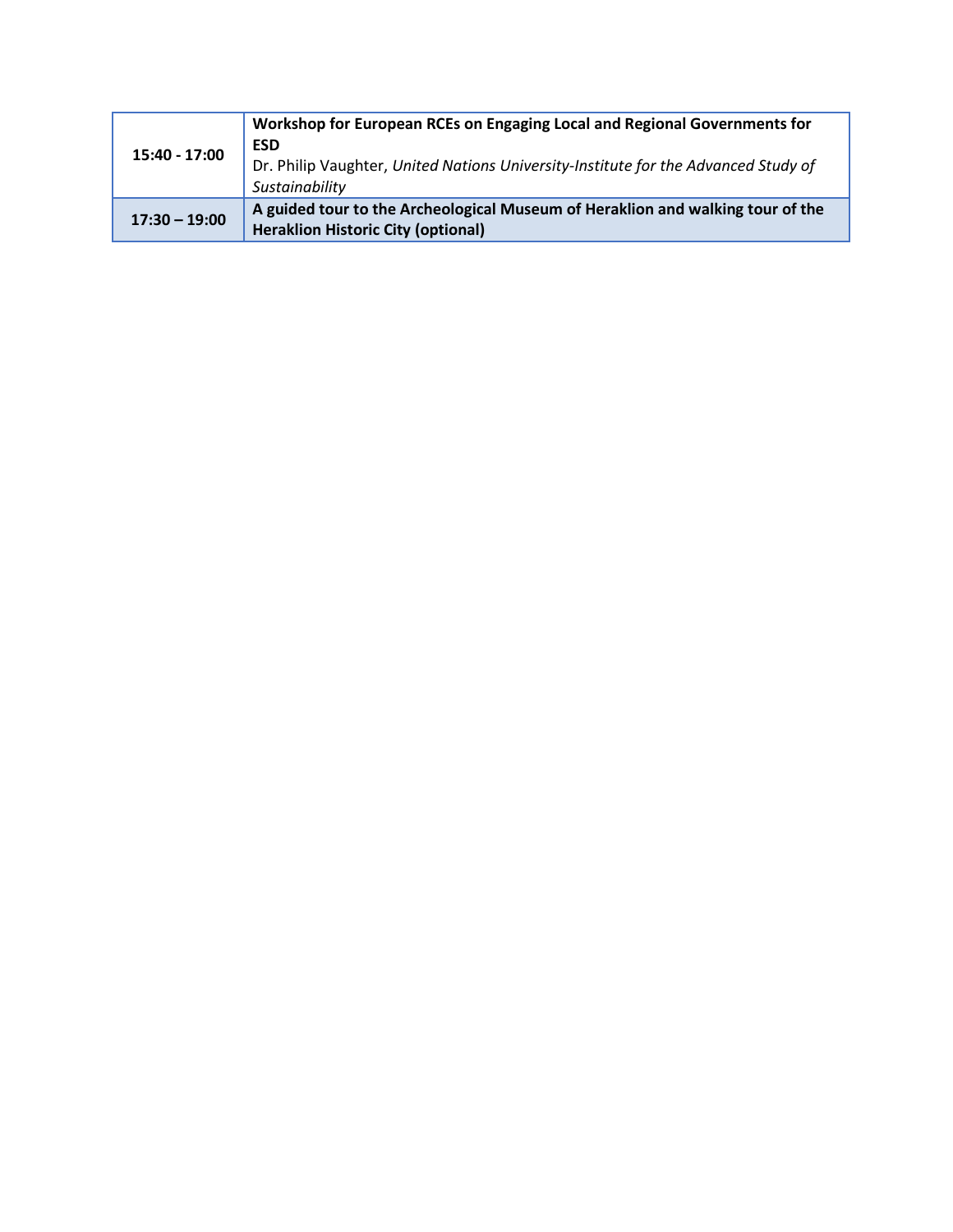| | |
|---|---|
| **15:40 - 17:00** | **Workshop for European RCEs on Engaging Local and Regional Governments for ESD**<br>Dr. Philip Vaughter, *United Nations University-Institute for the Advanced Study of Sustainability* |
| **17:30 – 19:00** | **A guided tour to the Archeological Museum of Heraklion and walking tour of the Heraklion Historic City (optional)** |